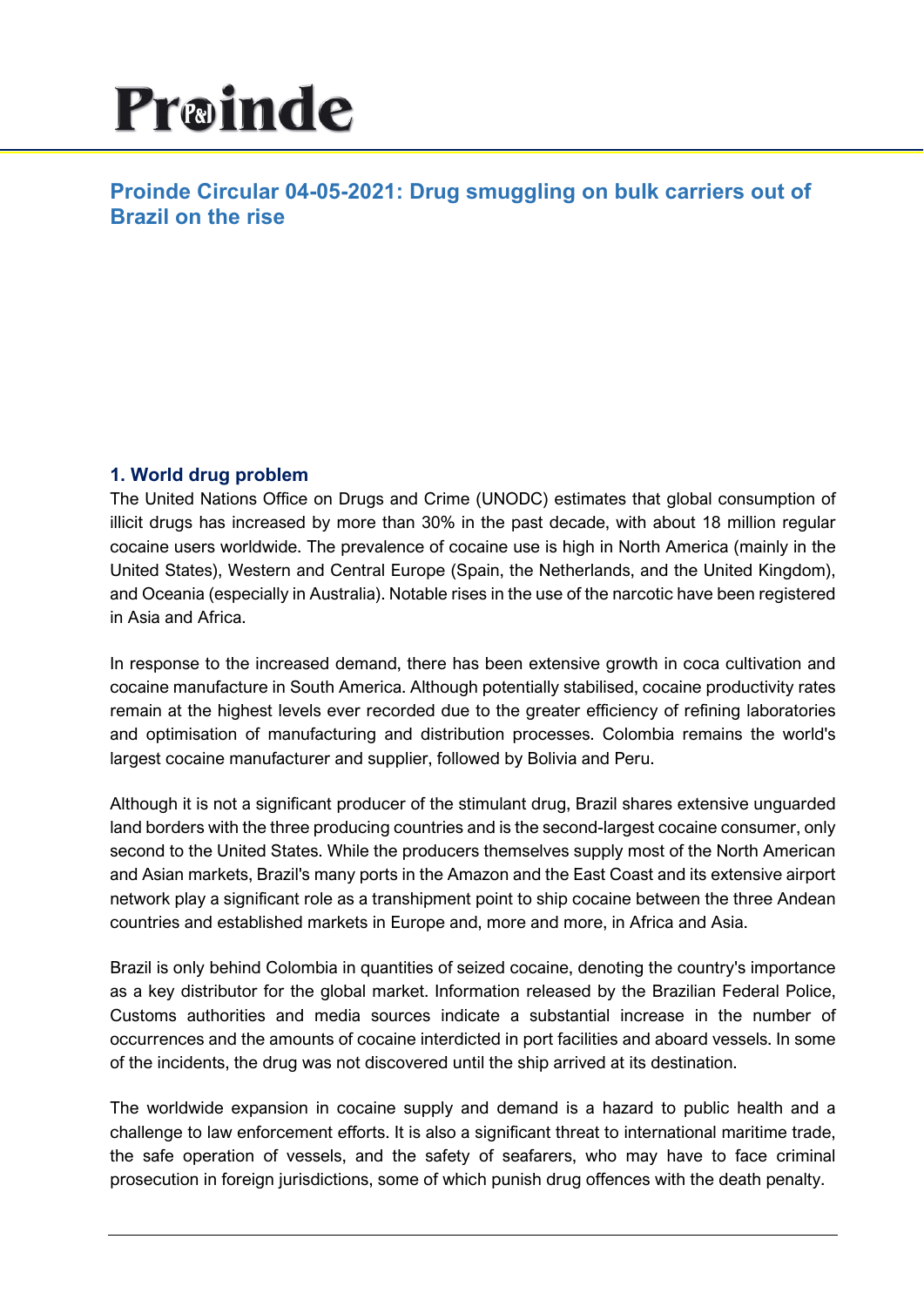# Proinde

## Proinde Circular 04-05-2021: Drug smuggling on bulk carriers out of Brazil on the rise

### 1. World drug problem

The United Nations Office on Drugs and Crime (UNODC) estimates that global consumption of illicit drugs has increased by more than 30% in the past decade, with about 18 million regular cocaine users worldwide. The prevalence of cocaine use is high in North America (mainly in the United States), Western and Central Europe (Spain, the Netherlands, and the United Kingdom), and Oceania (especially in Australia). Notable rises in the use of the narcotic have been registered in Asia and Africa.

In response to the increased demand, there has been extensive growth in coca cultivation and cocaine manufacture in South America. Although potentially stabilised, cocaine productivity rates remain at the highest levels ever recorded due to the greater efficiency of refining laboratories and optimisation of manufacturing and distribution processes. Colombia remains the world's largest cocaine manufacturer and supplier, followed by Bolivia and Peru.

Although it is not a significant producer of the stimulant drug, Brazil shares extensive unguarded land borders with the three producing countries and is the second-largest cocaine consumer, only second to the United States. While the producers themselves supply most of the North American and Asian markets, Brazil's many ports in the Amazon and the East Coast and its extensive airport network play a significant role as a transhipment point to ship cocaine between the three Andean countries and established markets in Europe and, more and more, in Africa and Asia.

Brazil is only behind Colombia in quantities of seized cocaine, denoting the country's importance as a key distributor for the global market. Information released by the Brazilian Federal Police, Customs authorities and media sources indicate a substantial increase in the number of occurrences and the amounts of cocaine interdicted in port facilities and aboard vessels. In some of the incidents, the drug was not discovered until the ship arrived at its destination.

The worldwide expansion in cocaine supply and demand is a hazard to public health and a challenge to law enforcement efforts. It is also a significant threat to international maritime trade, the safe operation of vessels, and the safety of seafarers, who may have to face criminal prosecution in foreign jurisdictions, some of which punish drug offences with the death penalty.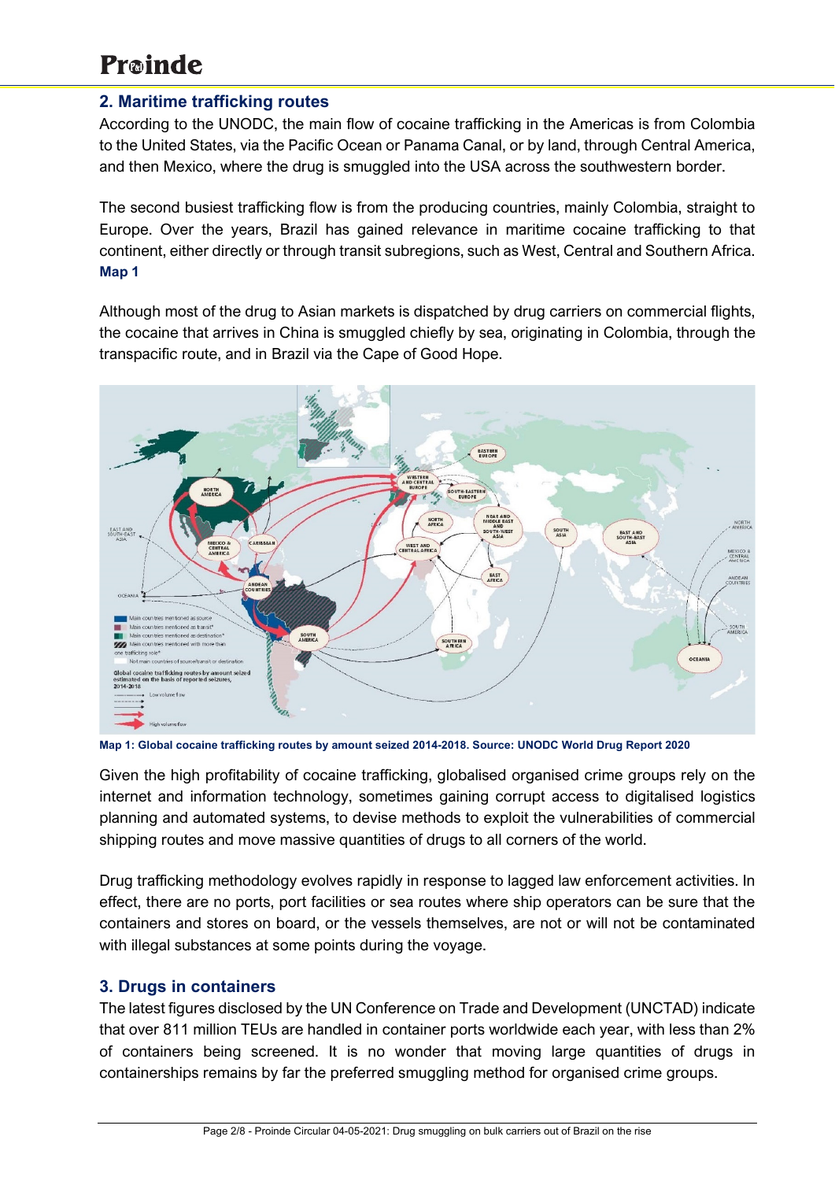## 2. Maritime trafficking routes

According to the UNODC, the main flow of cocaine trafficking in the Americas is from Colombia to the United States, via the Pacific Ocean or Panama Canal, or by land, through Central America, and then Mexico, where the drug is smuggled into the USA across the southwestern border.

The second busiest trafficking flow is from the producing countries, mainly Colombia, straight to Europe. Over the years, Brazil has gained relevance in maritime cocaine trafficking to that continent, either directly or through transit subregions, such as West, Central and Southern Africa. **Map 1**

Although most of the drug to Asian markets is dispatched by drug carriers on commercial flights, the cocaine that arrives in China is smuggled chiefly by sea, originating in Colombia, through the transpacific route, and in Brazil via the Cape of Good Hope.

**Map 1: Global cocaine trafficking routes by amount seized 2014-2018. Source: UNODC World Drug Report 2020**

Given the high profitability of cocaine trafficking, globalised organised crime groups rely on the internet and information technology, sometimes gaining corrupt access to digitalised logistics planning and automated systems, to devise methods to exploit the vulnerabilities of commercial shipping routes and move massive quantities of drugs to all corners of the world.

Drug trafficking methodology evolves rapidly in response to lagged law enforcement activities. In effect, there are no ports, port facilities or sea routes where ship operators can be sure that the containers and stores on board, or the vessels themselves, are not or will not be contaminated with illegal substances at some points during the voyage.

## 3. Drugs in containers

The latest figures disclosed by the UN Conference on Trade and Development (UNCTAD) indicate that over 811 million TEUs are handled in container ports worldwide each year, with less than 2% of containers being screened. It is no wonder that moving large quantities of drugs in containerships remains by far the preferred smuggling method for organised crime groups.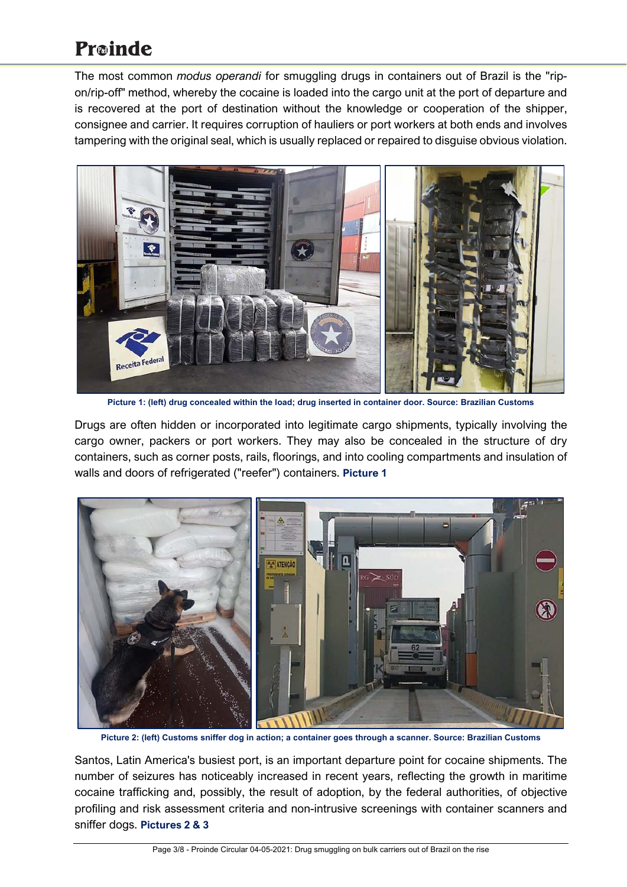The most common *modus operandi* for smuggling drugs in containers out of Brazil is the "rip-on/rip-off" method, whereby the cocaine is loaded into the cargo unit at the port of departure and is recovered at the port of destination without the knowledge or cooperation of the shipper, consignee and carrier. It requires corruption of hauliers or port workers at both ends and involves tampering with the original seal, which is usually replaced or repaired to disguise obvious violation.

**Picture 1: (left) drug concealed within the load; drug inserted in container door. Source: Brazilian Customs**

Drugs are often hidden or incorporated into legitimate cargo shipments, typically involving the cargo owner, packers or port workers. They may also be concealed in the structure of dry containers, such as corner posts, rails, floorings, and into cooling compartments and insulation of walls and doors of refrigerated ("reefer") containers. **Picture 1**

**Picture 2: (left) Customs sniffer dog in action; a container goes through a scanner. Source: Brazilian Customs**

Santos, Latin America's busiest port, is an important departure point for cocaine shipments. The number of seizures has noticeably increased in recent years, reflecting the growth in maritime cocaine trafficking and, possibly, the result of adoption, by the federal authorities, of objective profiling and risk assessment criteria and non-intrusive screenings with container scanners and sniffer dogs. **Pictures 2 & 3**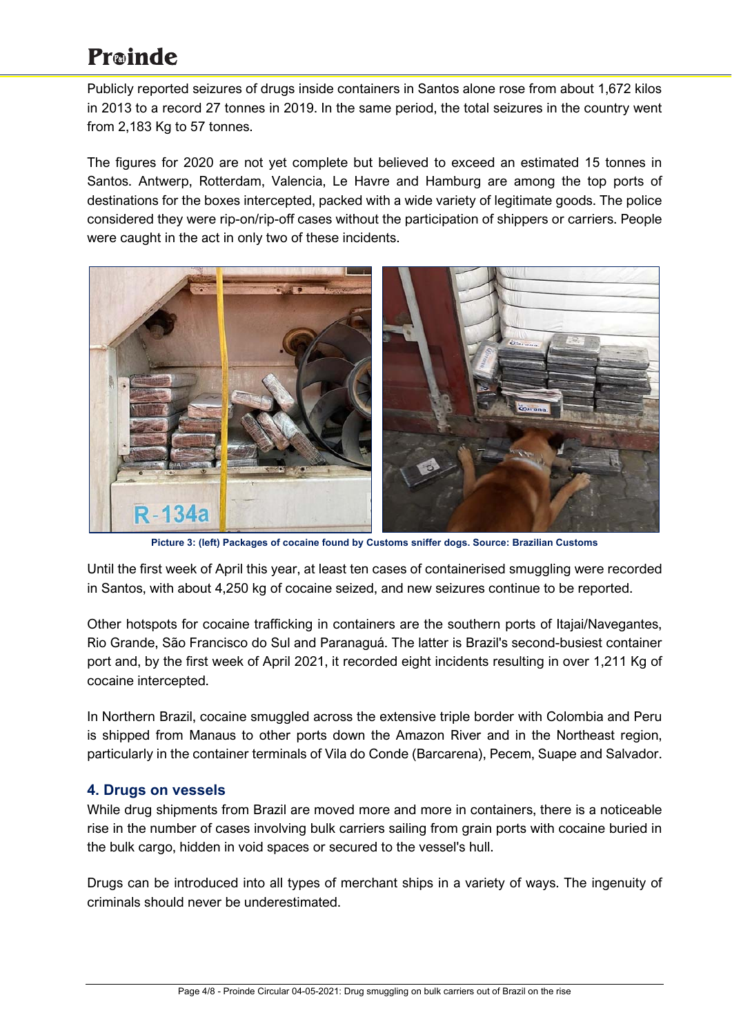Publicly reported seizures of drugs inside containers in Santos alone rose from about 1,672 kilos in 2013 to a record 27 tonnes in 2019. In the same period, the total seizures in the country went from 2,183 Kg to 57 tonnes.

The figures for 2020 are not yet complete but believed to exceed an estimated 15 tonnes in Santos. Antwerp, Rotterdam, Valencia, Le Havre and Hamburg are among the top ports of destinations for the boxes intercepted, packed with a wide variety of legitimate goods. The police considered they were rip-on/rip-off cases without the participation of shippers or carriers. People were caught in the act in only two of these incidents.

**Picture 3: (left) Packages of cocaine found by Customs sniffer dogs. Source: Brazilian Customs**

Until the first week of April this year, at least ten cases of containerised smuggling were recorded in Santos, with about 4,250 kg of cocaine seized, and new seizures continue to be reported.

Other hotspots for cocaine trafficking in containers are the southern ports of Itajai/Navegantes, Rio Grande, São Francisco do Sul and Paranaguá. The latter is Brazil's second-busiest container port and, by the first week of April 2021, it recorded eight incidents resulting in over 1,211 Kg of cocaine intercepted.

In Northern Brazil, cocaine smuggled across the extensive triple border with Colombia and Peru is shipped from Manaus to other ports down the Amazon River and in the Northeast region, particularly in the container terminals of Vila do Conde (Barcarena), Pecem, Suape and Salvador.

## 4. Drugs on vessels

While drug shipments from Brazil are moved more and more in containers, there is a noticeable rise in the number of cases involving bulk carriers sailing from grain ports with cocaine buried in the bulk cargo, hidden in void spaces or secured to the vessel's hull.

Drugs can be introduced into all types of merchant ships in a variety of ways. The ingenuity of criminals should never be underestimated.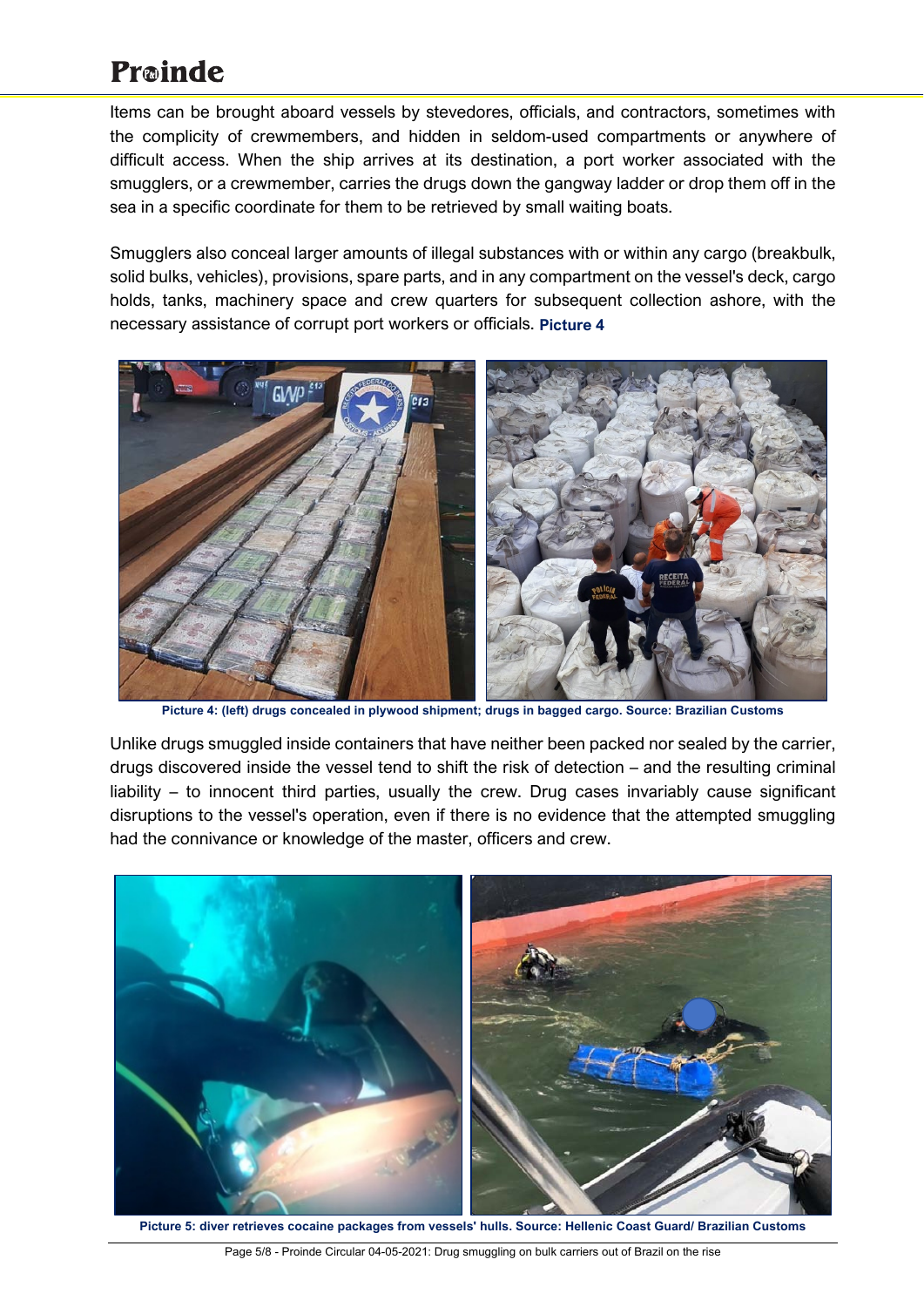Items can be brought aboard vessels by stevedores, officials, and contractors, sometimes with the complicity of crewmembers, and hidden in seldom-used compartments or anywhere of difficult access. When the ship arrives at its destination, a port worker associated with the smugglers, or a crewmember, carries the drugs down the gangway ladder or drop them off in the sea in a specific coordinate for them to be retrieved by small waiting boats.

Smugglers also conceal larger amounts of illegal substances with or within any cargo (breakbulk, solid bulks, vehicles), provisions, spare parts, and in any compartment on the vessel's deck, cargo holds, tanks, machinery space and crew quarters for subsequent collection ashore, with the necessary assistance of corrupt port workers or officials. **Picture 4**

**Picture 4: (left) drugs concealed in plywood shipment; drugs in bagged cargo. Source: Brazilian Customs**

Unlike drugs smuggled inside containers that have neither been packed nor sealed by the carrier, drugs discovered inside the vessel tend to shift the risk of detection – and the resulting criminal liability – to innocent third parties, usually the crew. Drug cases invariably cause significant disruptions to the vessel's operation, even if there is no evidence that the attempted smuggling had the connivance or knowledge of the master, officers and crew.

**Picture 5: diver retrieves cocaine packages from vessels' hulls. Source: Hellenic Coast Guard/ Brazilian Customs**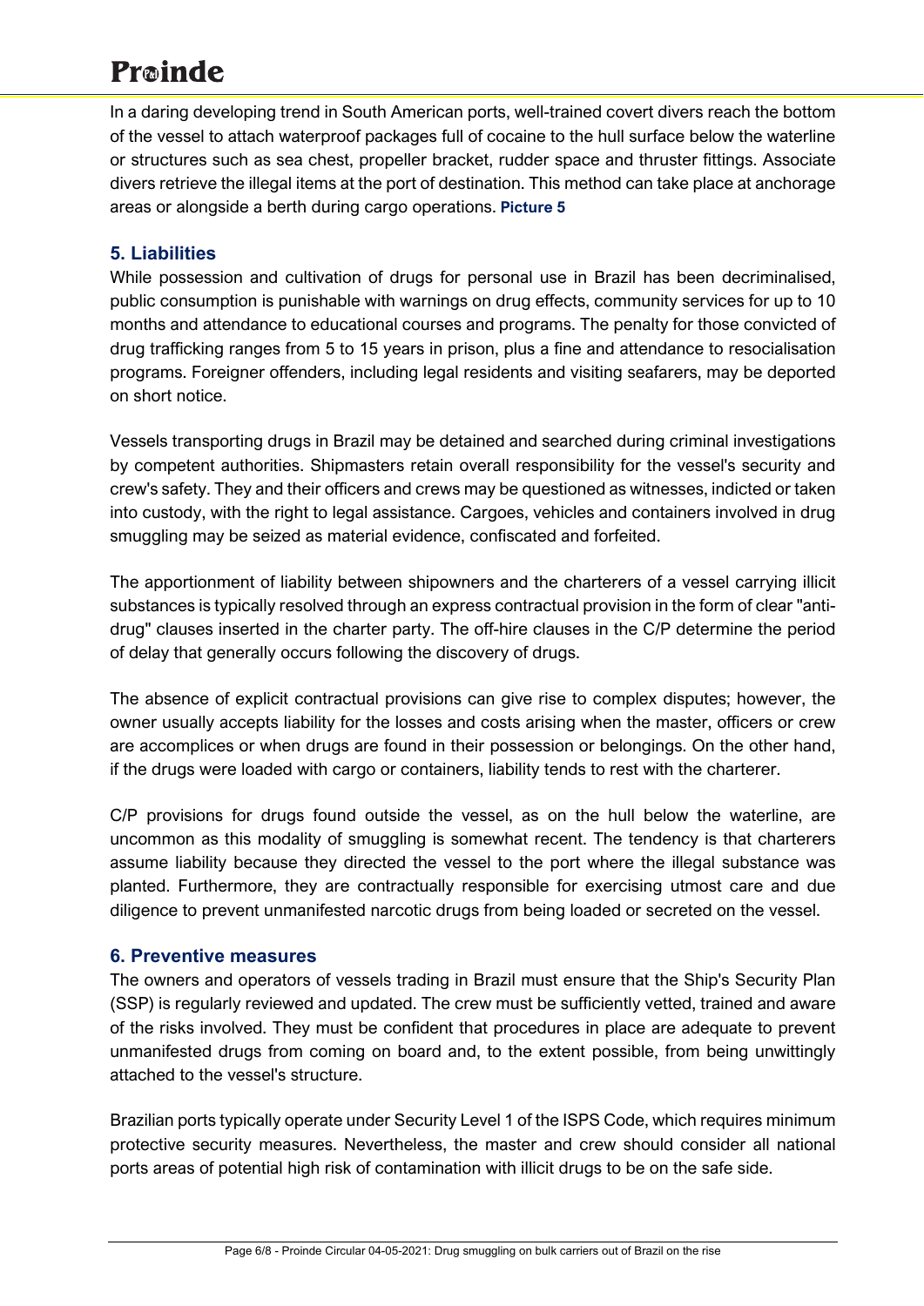In a daring developing trend in South American ports, well-trained covert divers reach the bottom of the vessel to attach waterproof packages full of cocaine to the hull surface below the waterline or structures such as sea chest, propeller bracket, rudder space and thruster fittings. Associate divers retrieve the illegal items at the port of destination. This method can take place at anchorage areas or alongside a berth during cargo operations. **Picture 5**

## 5. Liabilities

While possession and cultivation of drugs for personal use in Brazil has been decriminalised, public consumption is punishable with warnings on drug effects, community services for up to 10 months and attendance to educational courses and programs. The penalty for those convicted of drug trafficking ranges from 5 to 15 years in prison, plus a fine and attendance to resocialisation programs. Foreigner offenders, including legal residents and visiting seafarers, may be deported on short notice.

Vessels transporting drugs in Brazil may be detained and searched during criminal investigations by competent authorities. Shipmasters retain overall responsibility for the vessel's security and crew's safety. They and their officers and crews may be questioned as witnesses, indicted or taken into custody, with the right to legal assistance. Cargoes, vehicles and containers involved in drug smuggling may be seized as material evidence, confiscated and forfeited.

The apportionment of liability between shipowners and the charterers of a vessel carrying illicit substances is typically resolved through an express contractual provision in the form of clear "anti-drug" clauses inserted in the charter party. The off-hire clauses in the C/P determine the period of delay that generally occurs following the discovery of drugs.

The absence of explicit contractual provisions can give rise to complex disputes; however, the owner usually accepts liability for the losses and costs arising when the master, officers or crew are accomplices or when drugs are found in their possession or belongings. On the other hand, if the drugs were loaded with cargo or containers, liability tends to rest with the charterer.

C/P provisions for drugs found outside the vessel, as on the hull below the waterline, are uncommon as this modality of smuggling is somewhat recent. The tendency is that charterers assume liability because they directed the vessel to the port where the illegal substance was planted. Furthermore, they are contractually responsible for exercising utmost care and due diligence to prevent unmanifested narcotic drugs from being loaded or secreted on the vessel.

## 6. Preventive measures

The owners and operators of vessels trading in Brazil must ensure that the Ship's Security Plan (SSP) is regularly reviewed and updated. The crew must be sufficiently vetted, trained and aware of the risks involved. They must be confident that procedures in place are adequate to prevent unmanifested drugs from coming on board and, to the extent possible, from being unwittingly attached to the vessel's structure.

Brazilian ports typically operate under Security Level 1 of the ISPS Code, which requires minimum protective security measures. Nevertheless, the master and crew should consider all national ports areas of potential high risk of contamination with illicit drugs to be on the safe side.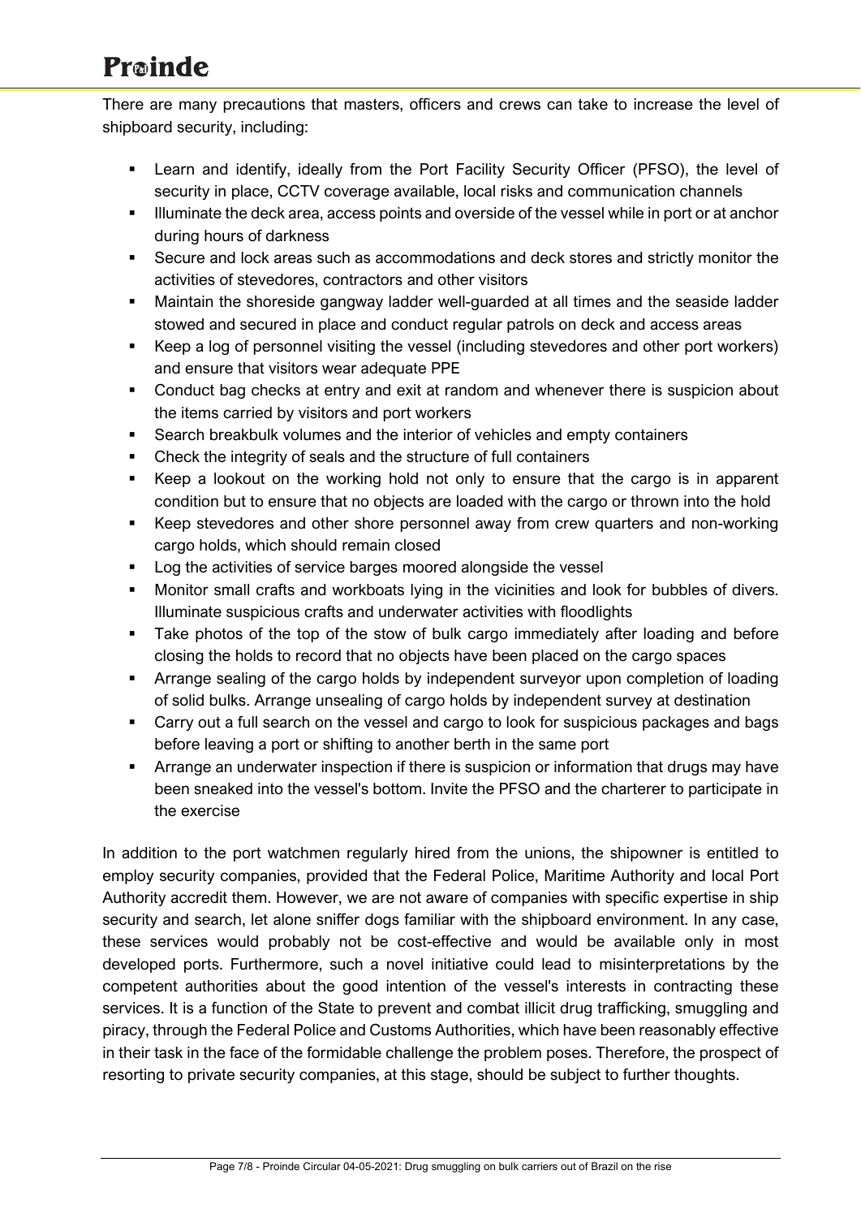There are many precautions that masters, officers and crews can take to increase the level of shipboard security, including:

- Learn and identify, ideally from the Port Facility Security Officer (PFSO), the level of security in place, CCTV coverage available, local risks and communication channels
- Illuminate the deck area, access points and overside of the vessel while in port or at anchor during hours of darkness
- Secure and lock areas such as accommodations and deck stores and strictly monitor the activities of stevedores, contractors and other visitors
- Maintain the shoreside gangway ladder well-guarded at all times and the seaside ladder stowed and secured in place and conduct regular patrols on deck and access areas
- Keep a log of personnel visiting the vessel (including stevedores and other port workers) and ensure that visitors wear adequate PPE
- Conduct bag checks at entry and exit at random and whenever there is suspicion about the items carried by visitors and port workers
- Search breakbulk volumes and the interior of vehicles and empty containers
- Check the integrity of seals and the structure of full containers
- Keep a lookout on the working hold not only to ensure that the cargo is in apparent condition but to ensure that no objects are loaded with the cargo or thrown into the hold
- Keep stevedores and other shore personnel away from crew quarters and non-working cargo holds, which should remain closed
- Log the activities of service barges moored alongside the vessel
- Monitor small crafts and workboats lying in the vicinities and look for bubbles of divers. Illuminate suspicious crafts and underwater activities with floodlights
- Take photos of the top of the stow of bulk cargo immediately after loading and before closing the holds to record that no objects have been placed on the cargo spaces
- Arrange sealing of the cargo holds by independent surveyor upon completion of loading of solid bulks. Arrange unsealing of cargo holds by independent survey at destination
- Carry out a full search on the vessel and cargo to look for suspicious packages and bags before leaving a port or shifting to another berth in the same port
- Arrange an underwater inspection if there is suspicion or information that drugs may have been sneaked into the vessel's bottom. Invite the PFSO and the charterer to participate in the exercise

In addition to the port watchmen regularly hired from the unions, the shipowner is entitled to employ security companies, provided that the Federal Police, Maritime Authority and local Port Authority accredit them. However, we are not aware of companies with specific expertise in ship security and search, let alone sniffer dogs familiar with the shipboard environment. In any case, these services would probably not be cost-effective and would be available only in most developed ports. Furthermore, such a novel initiative could lead to misinterpretations by the competent authorities about the good intention of the vessel's interests in contracting these services. It is a function of the State to prevent and combat illicit drug trafficking, smuggling and piracy, through the Federal Police and Customs Authorities, which have been reasonably effective in their task in the face of the formidable challenge the problem poses. Therefore, the prospect of resorting to private security companies, at this stage, should be subject to further thoughts.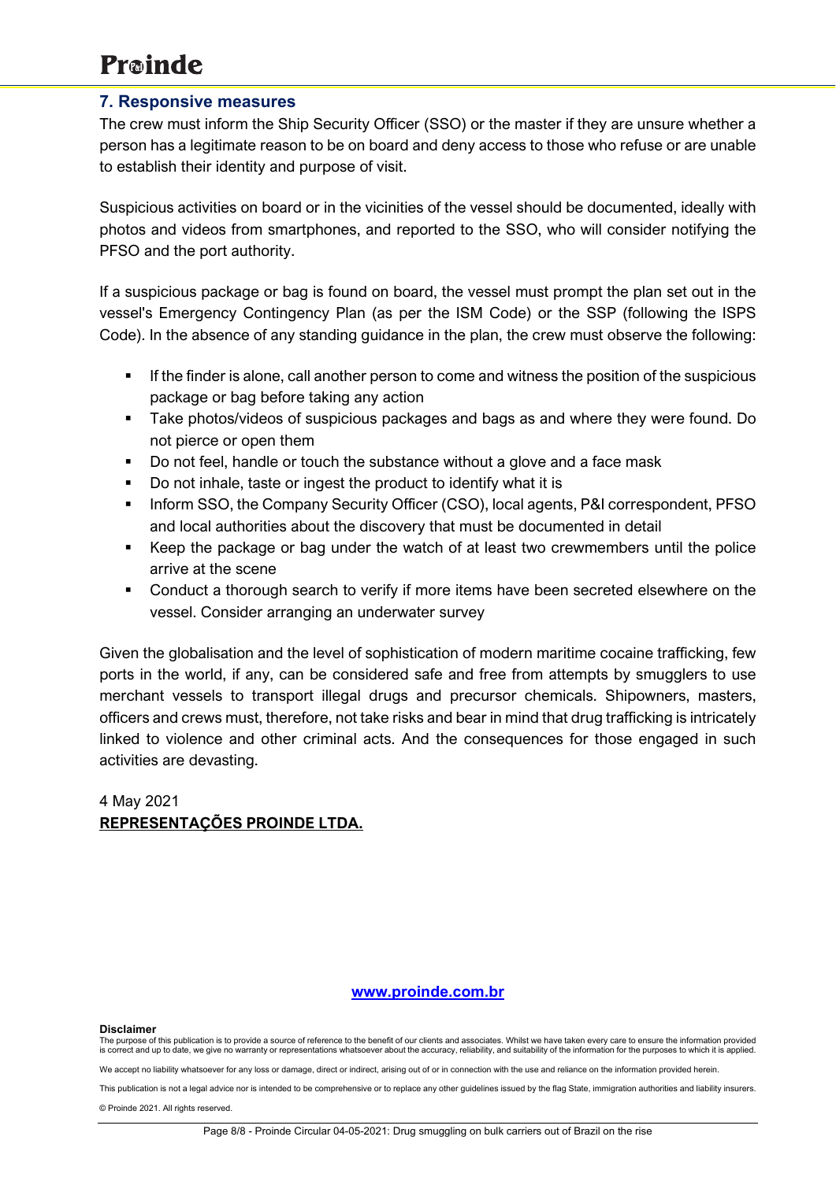## 7. Responsive measures

The crew must inform the Ship Security Officer (SSO) or the master if they are unsure whether a person has a legitimate reason to be on board and deny access to those who refuse or are unable to establish their identity and purpose of visit.

Suspicious activities on board or in the vicinities of the vessel should be documented, ideally with photos and videos from smartphones, and reported to the SSO, who will consider notifying the PFSO and the port authority.

If a suspicious package or bag is found on board, the vessel must prompt the plan set out in the vessel's Emergency Contingency Plan (as per the ISM Code) or the SSP (following the ISPS Code). In the absence of any standing guidance in the plan, the crew must observe the following:

- If the finder is alone, call another person to come and witness the position of the suspicious package or bag before taking any action
- Take photos/videos of suspicious packages and bags as and where they were found. Do not pierce or open them
- Do not feel, handle or touch the substance without a glove and a face mask
- Do not inhale, taste or ingest the product to identify what it is
- Inform SSO, the Company Security Officer (CSO), local agents, P&I correspondent, PFSO and local authorities about the discovery that must be documented in detail
- Keep the package or bag under the watch of at least two crewmembers until the police arrive at the scene
- Conduct a thorough search to verify if more items have been secreted elsewhere on the vessel. Consider arranging an underwater survey

Given the globalisation and the level of sophistication of modern maritime cocaine trafficking, few ports in the world, if any, can be considered safe and free from attempts by smugglers to use merchant vessels to transport illegal drugs and precursor chemicals. Shipowners, masters, officers and crews must, therefore, not take risks and bear in mind that drug trafficking is intricately linked to violence and other criminal acts. And the consequences for those engaged in such activities are devasting.

4 May 2021
**REPRESENTAÇÕES PROINDE LTDA.**

**www.proinde.com.br**

**Disclaimer**
The purpose of this publication is to provide a source of reference to the benefit of our clients and associates. Whilst we have taken every care to ensure the information provided is correct and up to date, we give no warranty or representations whatsoever about the accuracy, reliability, and suitability of the information for the purposes to which it is applied.

We accept no liability whatsoever for any loss or damage, direct or indirect, arising out of or in connection with the use and reliance on the information provided herein.

This publication is not a legal advice nor is intended to be comprehensive or to replace any other guidelines issued by the flag State, immigration authorities and liability insurers.

© Proinde 2021. All rights reserved.